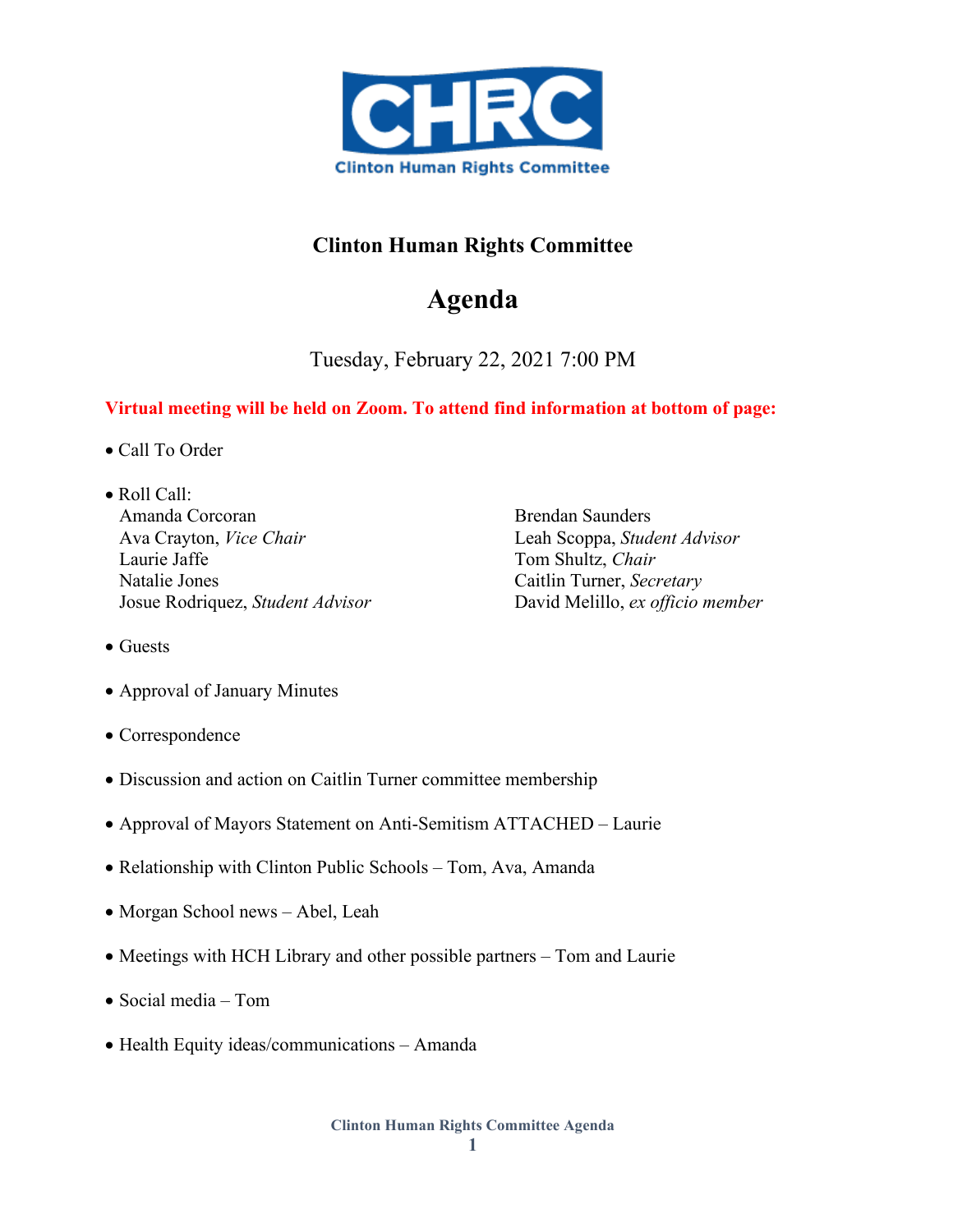CHRC

Clinton Human Rights Committee

# Clinton Human Rights Committee

## Agenda

Tuesday, February 22, 2021 7:00 PM

**Virtual meeting will be held on Zoom. To attend find information at bottom of page:**

- Call To Order
- Roll Call:
  - Amanda Corcoran
  - Ava Crayton, *Vice Chair*
  - Laurie Jaffe
  - Natalie Jones
  - Josue Rodriquez, *Student Advisor*
  - Brendan Saunders
  - Leah Scoppa, *Student Advisor*
  - Tom Shultz, *Chair*
  - Caitlin Turner, *Secretary*
  - David Melillo, *ex officio member*
- Guests
- Approval of January Minutes
- Correspondence
- Discussion and action on Caitlin Turner committee membership
- Approval of Mayors Statement on Anti-Semitism ATTACHED – Laurie
- Relationship with Clinton Public Schools – Tom, Ava, Amanda
- Morgan School news – Abel, Leah
- Meetings with HCH Library and other possible partners – Tom and Laurie
- Social media – Tom
- Health Equity ideas/communications – Amanda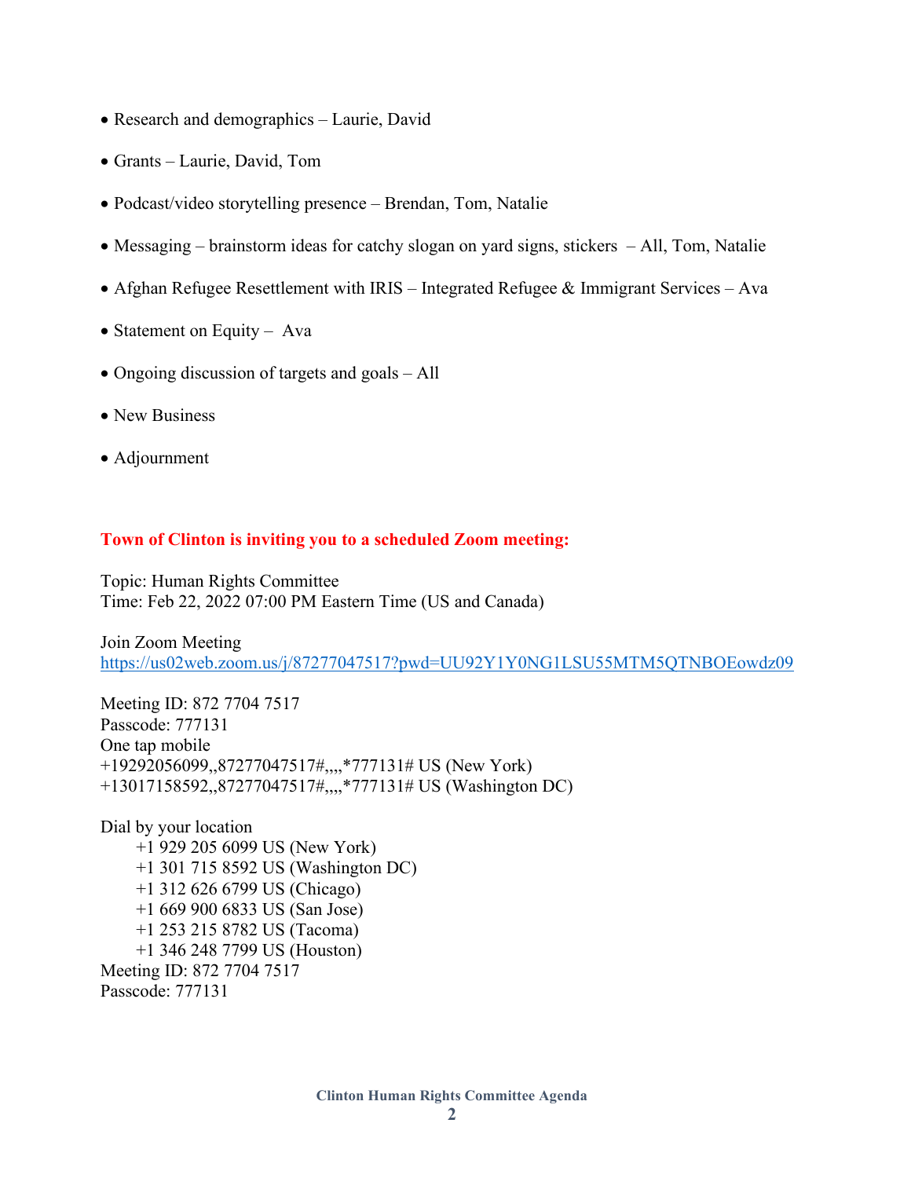- Research and demographics – Laurie, David
- Grants – Laurie, David, Tom
- Podcast/video storytelling presence – Brendan, Tom, Natalie
- Messaging – brainstorm ideas for catchy slogan on yard signs, stickers – All, Tom, Natalie
- Afghan Refugee Resettlement with IRIS – Integrated Refugee & Immigrant Services – Ava
- Statement on Equity – Ava
- Ongoing discussion of targets and goals – All
- New Business
- Adjournment

**Town of Clinton is inviting you to a scheduled Zoom meeting:**

Topic: Human Rights Committee
Time: Feb 22, 2022 07:00 PM Eastern Time (US and Canada)

Join Zoom Meeting
https://us02web.zoom.us/j/87277047517?pwd=UU92Y1Y0NG1LSU55MTM5QTNBOEowdz09

Meeting ID: 872 7704 7517
Passcode: 777131
One tap mobile
+19292056099,,87277047517#,,,,*777131# US (New York)
+13017158592,,87277047517#,,,,*777131# US (Washington DC)

Dial by your location
+1 929 205 6099 US (New York)
+1 301 715 8592 US (Washington DC)
+1 312 626 6799 US (Chicago)
+1 669 900 6833 US (San Jose)
+1 253 215 8782 US (Tacoma)
+1 346 248 7799 US (Houston)
Meeting ID: 872 7704 7517
Passcode: 777131